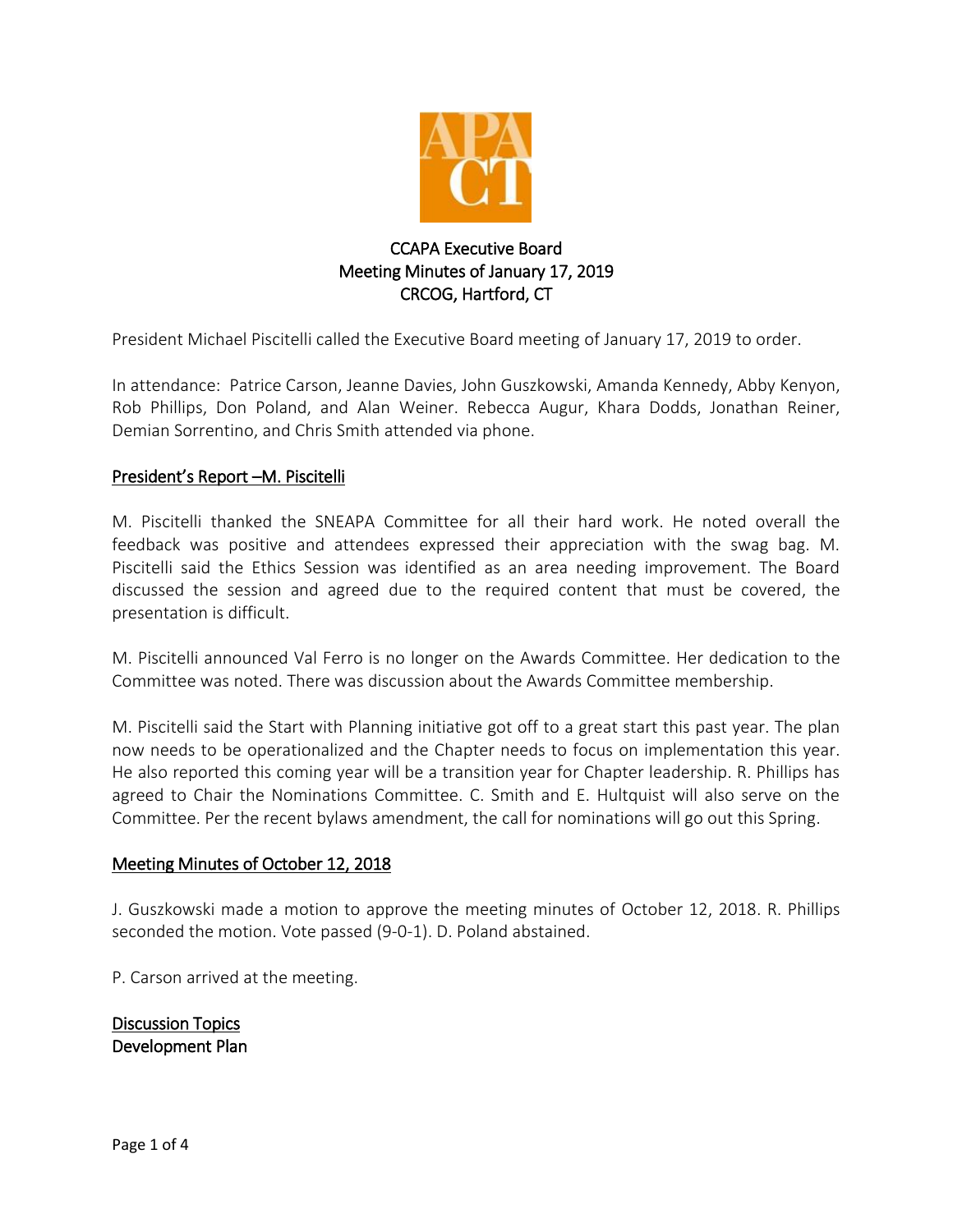**CCAPA Executive Board**
**Meeting Minutes of January 17, 2019**
**CRCOG, Hartford, CT**

President Michael Piscitelli called the Executive Board meeting of January 17, 2019 to order.

In attendance: Patrice Carson, Jeanne Davies, John Guszkowski, Amanda Kennedy, Abby Kenyon, Rob Phillips, Don Poland, and Alan Weiner. Rebecca Augur, Khara Dodds, Jonathan Reiner, Demian Sorrentino, and Chris Smith attended via phone.

## President's Report –M. Piscitelli

M. Piscitelli thanked the SNEAPA Committee for all their hard work. He noted overall the feedback was positive and attendees expressed their appreciation with the swag bag. M. Piscitelli said the Ethics Session was identified as an area needing improvement. The Board discussed the session and agreed due to the required content that must be covered, the presentation is difficult.

M. Piscitelli announced Val Ferro is no longer on the Awards Committee. Her dedication to the Committee was noted. There was discussion about the Awards Committee membership.

M. Piscitelli said the Start with Planning initiative got off to a great start this past year. The plan now needs to be operationalized and the Chapter needs to focus on implementation this year. He also reported this coming year will be a transition year for Chapter leadership. R. Phillips has agreed to Chair the Nominations Committee. C. Smith and E. Hultquist will also serve on the Committee. Per the recent bylaws amendment, the call for nominations will go out this Spring.

## Meeting Minutes of October 12, 2018

J. Guszkowski made a motion to approve the meeting minutes of October 12, 2018. R. Phillips seconded the motion. Vote passed (9-0-1). D. Poland abstained.

P. Carson arrived at the meeting.

## Discussion Topics

### Development Plan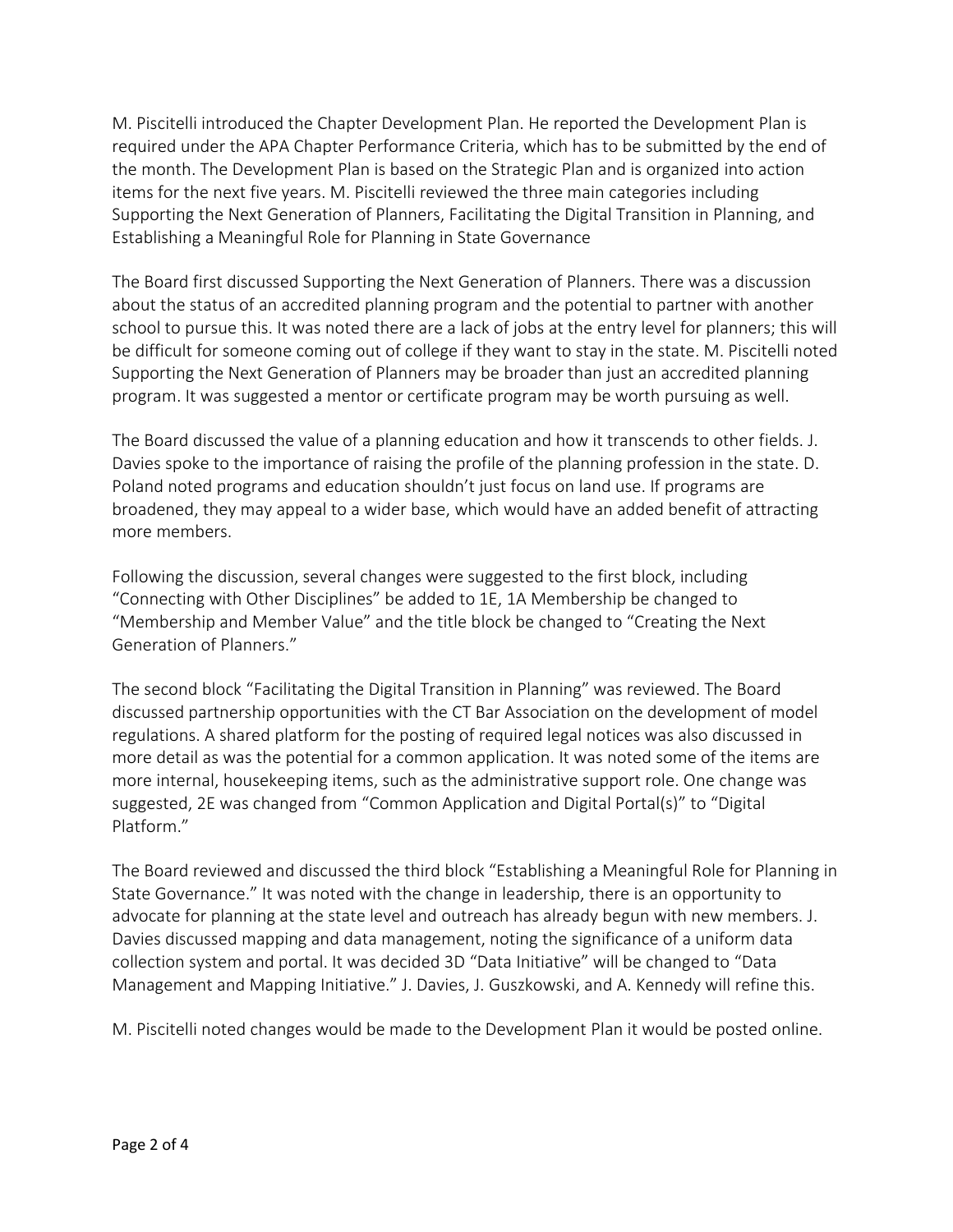M. Piscitelli introduced the Chapter Development Plan. He reported the Development Plan is required under the APA Chapter Performance Criteria, which has to be submitted by the end of the month. The Development Plan is based on the Strategic Plan and is organized into action items for the next five years. M. Piscitelli reviewed the three main categories including Supporting the Next Generation of Planners, Facilitating the Digital Transition in Planning, and Establishing a Meaningful Role for Planning in State Governance

The Board first discussed Supporting the Next Generation of Planners. There was a discussion about the status of an accredited planning program and the potential to partner with another school to pursue this. It was noted there are a lack of jobs at the entry level for planners; this will be difficult for someone coming out of college if they want to stay in the state. M. Piscitelli noted Supporting the Next Generation of Planners may be broader than just an accredited planning program. It was suggested a mentor or certificate program may be worth pursuing as well.

The Board discussed the value of a planning education and how it transcends to other fields. J. Davies spoke to the importance of raising the profile of the planning profession in the state. D. Poland noted programs and education shouldn't just focus on land use. If programs are broadened, they may appeal to a wider base, which would have an added benefit of attracting more members.

Following the discussion, several changes were suggested to the first block, including "Connecting with Other Disciplines" be added to 1E, 1A Membership be changed to "Membership and Member Value" and the title block be changed to "Creating the Next Generation of Planners."

The second block "Facilitating the Digital Transition in Planning" was reviewed. The Board discussed partnership opportunities with the CT Bar Association on the development of model regulations. A shared platform for the posting of required legal notices was also discussed in more detail as was the potential for a common application. It was noted some of the items are more internal, housekeeping items, such as the administrative support role. One change was suggested, 2E was changed from "Common Application and Digital Portal(s)" to "Digital Platform."

The Board reviewed and discussed the third block "Establishing a Meaningful Role for Planning in State Governance." It was noted with the change in leadership, there is an opportunity to advocate for planning at the state level and outreach has already begun with new members. J. Davies discussed mapping and data management, noting the significance of a uniform data collection system and portal. It was decided 3D "Data Initiative" will be changed to "Data Management and Mapping Initiative." J. Davies, J. Guszkowski, and A. Kennedy will refine this.

M. Piscitelli noted changes would be made to the Development Plan it would be posted online.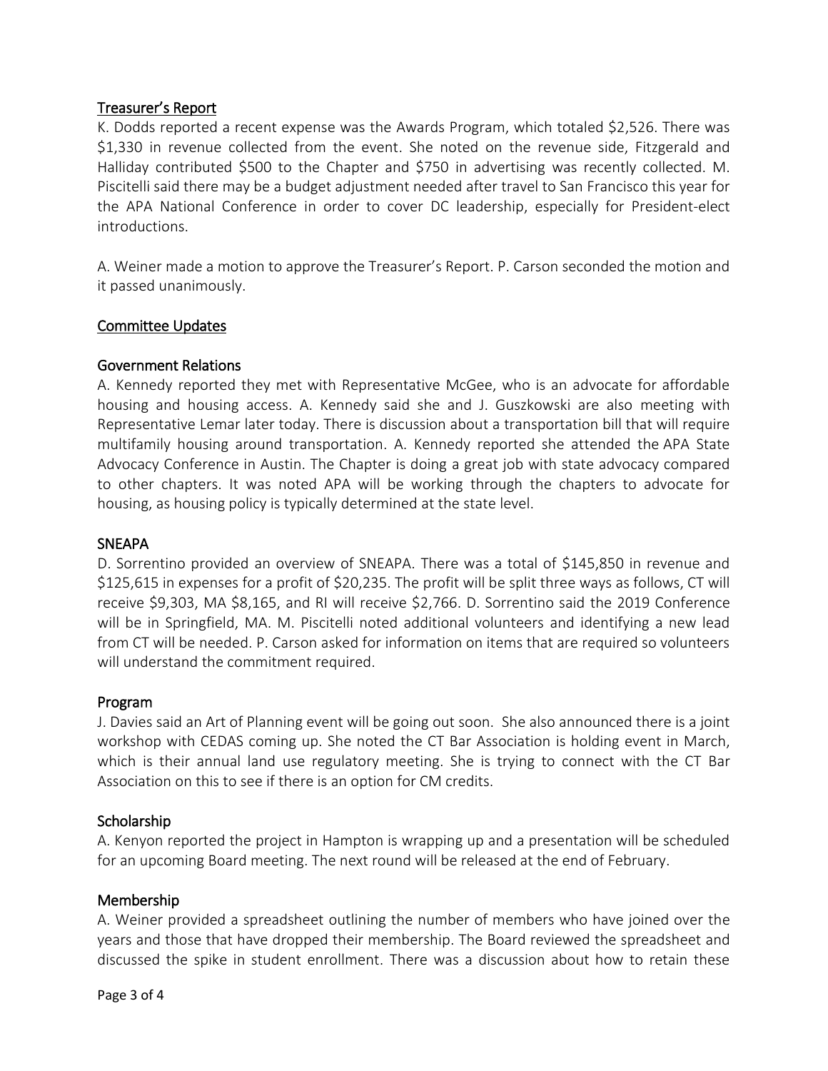## Treasurer's Report

K. Dodds reported a recent expense was the Awards Program, which totaled $2,526. There was $1,330 in revenue collected from the event. She noted on the revenue side, Fitzgerald and Halliday contributed $500 to the Chapter and $750 in advertising was recently collected. M. Piscitelli said there may be a budget adjustment needed after travel to San Francisco this year for the APA National Conference in order to cover DC leadership, especially for President-elect introductions.

A. Weiner made a motion to approve the Treasurer's Report. P. Carson seconded the motion and it passed unanimously.

## Committee Updates

### Government Relations

A. Kennedy reported they met with Representative McGee, who is an advocate for affordable housing and housing access. A. Kennedy said she and J. Guszkowski are also meeting with Representative Lemar later today. There is discussion about a transportation bill that will require multifamily housing around transportation. A. Kennedy reported she attended the APA State Advocacy Conference in Austin. The Chapter is doing a great job with state advocacy compared to other chapters. It was noted APA will be working through the chapters to advocate for housing, as housing policy is typically determined at the state level.

### SNEAPA

D. Sorrentino provided an overview of SNEAPA. There was a total of $145,850 in revenue and $125,615 in expenses for a profit of $20,235. The profit will be split three ways as follows, CT will receive $9,303, MA $8,165, and RI will receive $2,766. D. Sorrentino said the 2019 Conference will be in Springfield, MA. M. Piscitelli noted additional volunteers and identifying a new lead from CT will be needed. P. Carson asked for information on items that are required so volunteers will understand the commitment required.

### Program

J. Davies said an Art of Planning event will be going out soon. She also announced there is a joint workshop with CEDAS coming up. She noted the CT Bar Association is holding event in March, which is their annual land use regulatory meeting. She is trying to connect with the CT Bar Association on this to see if there is an option for CM credits.

### Scholarship

A. Kenyon reported the project in Hampton is wrapping up and a presentation will be scheduled for an upcoming Board meeting. The next round will be released at the end of February.

### Membership

A. Weiner provided a spreadsheet outlining the number of members who have joined over the years and those that have dropped their membership. The Board reviewed the spreadsheet and discussed the spike in student enrollment. There was a discussion about how to retain these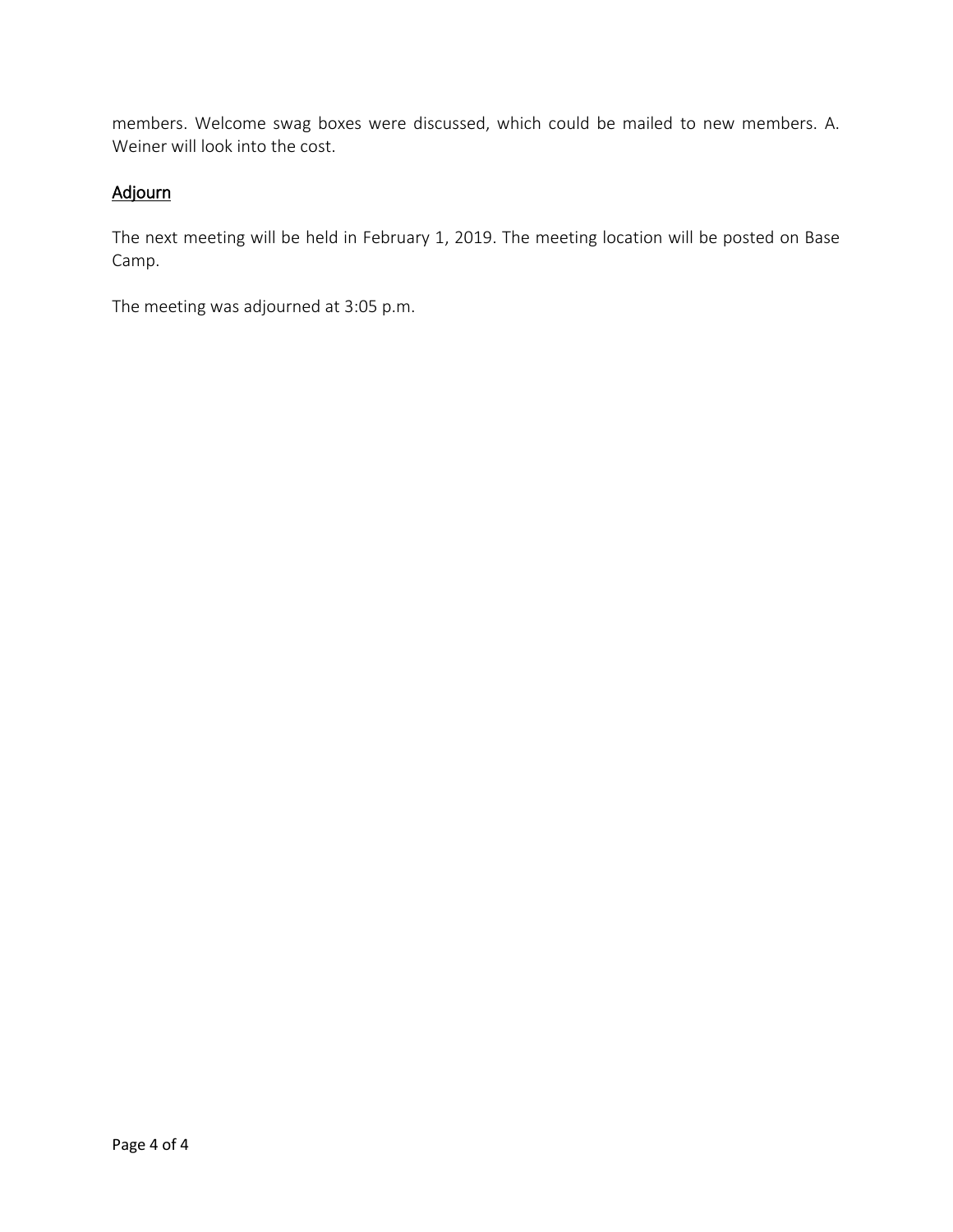members. Welcome swag boxes were discussed, which could be mailed to new members. A. Weiner will look into the cost.

## Adjourn

The next meeting will be held in February 1, 2019. The meeting location will be posted on Base Camp.

The meeting was adjourned at 3:05 p.m.